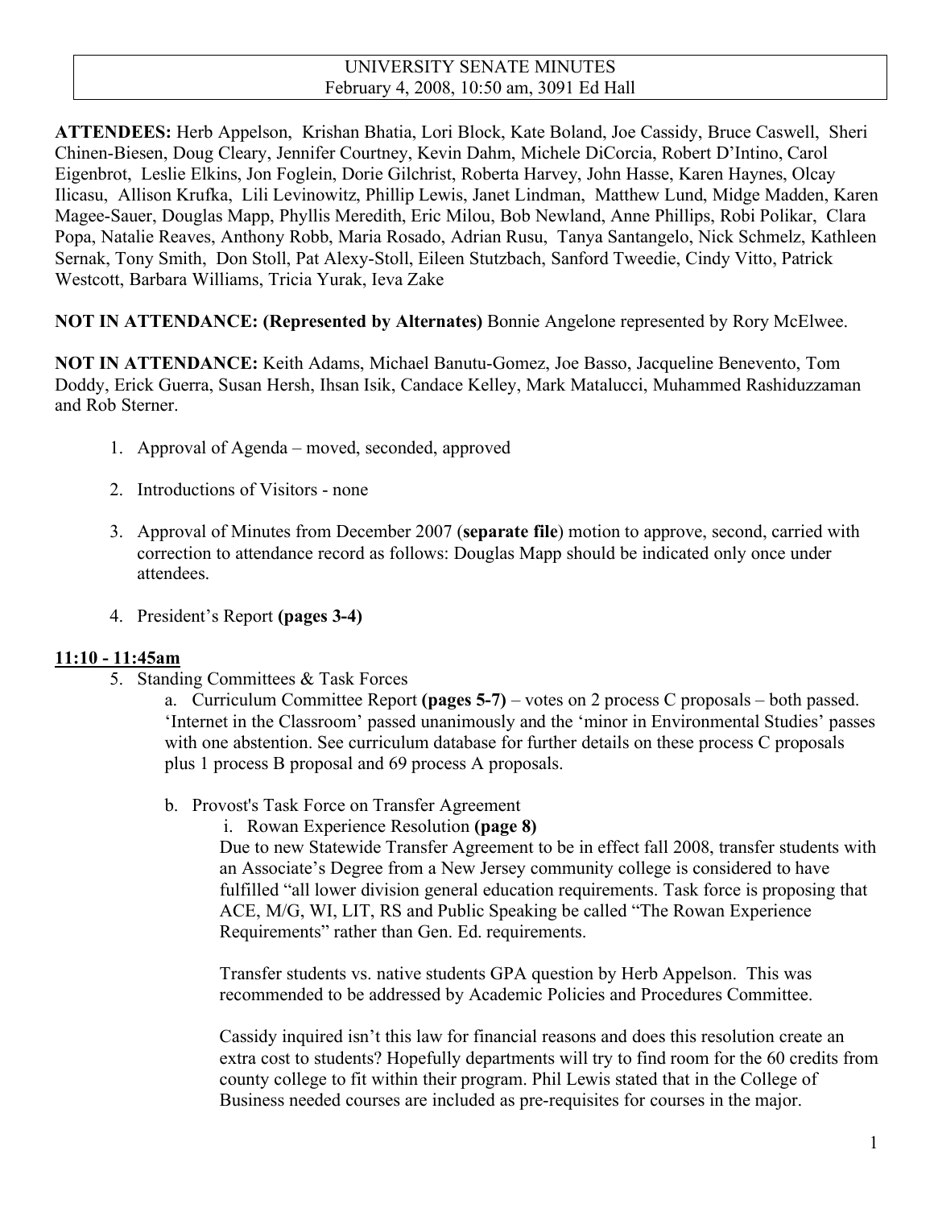# UNIVERSITY SENATE MINUTES
February 4, 2008, 10:50 am, 3091 Ed Hall

**ATTENDEES:** Herb Appelson, Krishan Bhatia, Lori Block, Kate Boland, Joe Cassidy, Bruce Caswell, Sheri Chinen-Biesen, Doug Cleary, Jennifer Courtney, Kevin Dahm, Michele DiCorcia, Robert D'Intino, Carol Eigenbrot, Leslie Elkins, Jon Foglein, Dorie Gilchrist, Roberta Harvey, John Hasse, Karen Haynes, Olcay Ilicasu, Allison Krufka, Lili Levinowitz, Phillip Lewis, Janet Lindman, Matthew Lund, Midge Madden, Karen Magee-Sauer, Douglas Mapp, Phyllis Meredith, Eric Milou, Bob Newland, Anne Phillips, Robi Polikar, Clara Popa, Natalie Reaves, Anthony Robb, Maria Rosado, Adrian Rusu, Tanya Santangelo, Nick Schmelz, Kathleen Sernak, Tony Smith, Don Stoll, Pat Alexy-Stoll, Eileen Stutzbach, Sanford Tweedie, Cindy Vitto, Patrick Westcott, Barbara Williams, Tricia Yurak, Ieva Zake

**NOT IN ATTENDANCE: (Represented by Alternates)** Bonnie Angelone represented by Rory McElwee.

**NOT IN ATTENDANCE:** Keith Adams, Michael Banutu-Gomez, Joe Basso, Jacqueline Benevento, Tom Doddy, Erick Guerra, Susan Hersh, Ihsan Isik, Candace Kelley, Mark Matalucci, Muhammed Rashiduzzaman and Rob Sterner.

1. Approval of Agenda – moved, seconded, approved
2. Introductions of Visitors - none
3. Approval of Minutes from December 2007 (**separate file**) motion to approve, second, carried with correction to attendance record as follows: Douglas Mapp should be indicated only once under attendees.
4. President's Report **(pages 3-4)**

**11:10 - 11:45am**

5. Standing Committees & Task Forces
   a. Curriculum Committee Report **(pages 5-7)** – votes on 2 process C proposals – both passed. 'Internet in the Classroom' passed unanimously and the 'minor in Environmental Studies' passes with one abstention. See curriculum database for further details on these process C proposals plus 1 process B proposal and 69 process A proposals.

   b. Provost's Task Force on Transfer Agreement
      i. Rowan Experience Resolution **(page 8)**
      Due to new Statewide Transfer Agreement to be in effect fall 2008, transfer students with an Associate's Degree from a New Jersey community college is considered to have fulfilled "all lower division general education requirements. Task force is proposing that ACE, M/G, WI, LIT, RS and Public Speaking be called "The Rowan Experience Requirements" rather than Gen. Ed. requirements.

      Transfer students vs. native students GPA question by Herb Appelson. This was recommended to be addressed by Academic Policies and Procedures Committee.

      Cassidy inquired isn't this law for financial reasons and does this resolution create an extra cost to students? Hopefully departments will try to find room for the 60 credits from county college to fit within their program. Phil Lewis stated that in the College of Business needed courses are included as pre-requisites for courses in the major.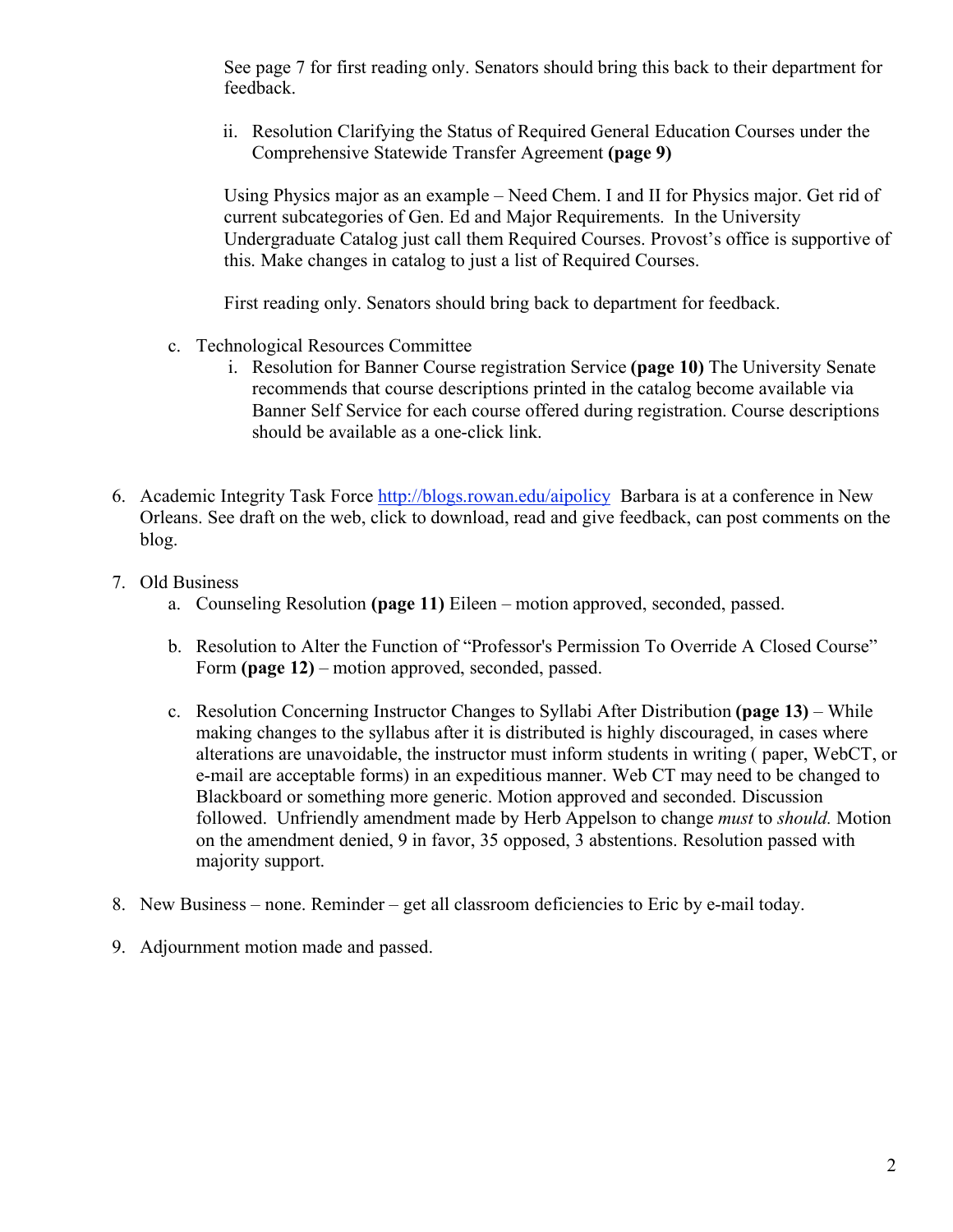See page 7 for first reading only. Senators should bring this back to their department for feedback.

ii. Resolution Clarifying the Status of Required General Education Courses under the Comprehensive Statewide Transfer Agreement **(page 9)**

Using Physics major as an example – Need Chem. I and II for Physics major. Get rid of current subcategories of Gen. Ed and Major Requirements. In the University Undergraduate Catalog just call them Required Courses. Provost's office is supportive of this. Make changes in catalog to just a list of Required Courses.

First reading only. Senators should bring back to department for feedback.

c. Technological Resources Committee
   i. Resolution for Banner Course registration Service **(page 10)** The University Senate recommends that course descriptions printed in the catalog become available via Banner Self Service for each course offered during registration. Course descriptions should be available as a one-click link.

6. Academic Integrity Task Force [http://blogs.rowan.edu/aipolicy](http://blogs.rowan.edu/aipolicy) Barbara is at a conference in New Orleans. See draft on the web, click to download, read and give feedback, can post comments on the blog.

7. Old Business
   a. Counseling Resolution **(page 11)** Eileen – motion approved, seconded, passed.

   b. Resolution to Alter the Function of "Professor's Permission To Override A Closed Course" Form **(page 12)** – motion approved, seconded, passed.

   c. Resolution Concerning Instructor Changes to Syllabi After Distribution **(page 13)** – While making changes to the syllabus after it is distributed is highly discouraged, in cases where alterations are unavoidable, the instructor must inform students in writing ( paper, WebCT, or e-mail are acceptable forms) in an expeditious manner. Web CT may need to be changed to Blackboard or something more generic. Motion approved and seconded. Discussion followed. Unfriendly amendment made by Herb Appelson to change *must* to *should.* Motion on the amendment denied, 9 in favor, 35 opposed, 3 abstentions. Resolution passed with majority support.

8. New Business – none. Reminder – get all classroom deficiencies to Eric by e-mail today.

9. Adjournment motion made and passed.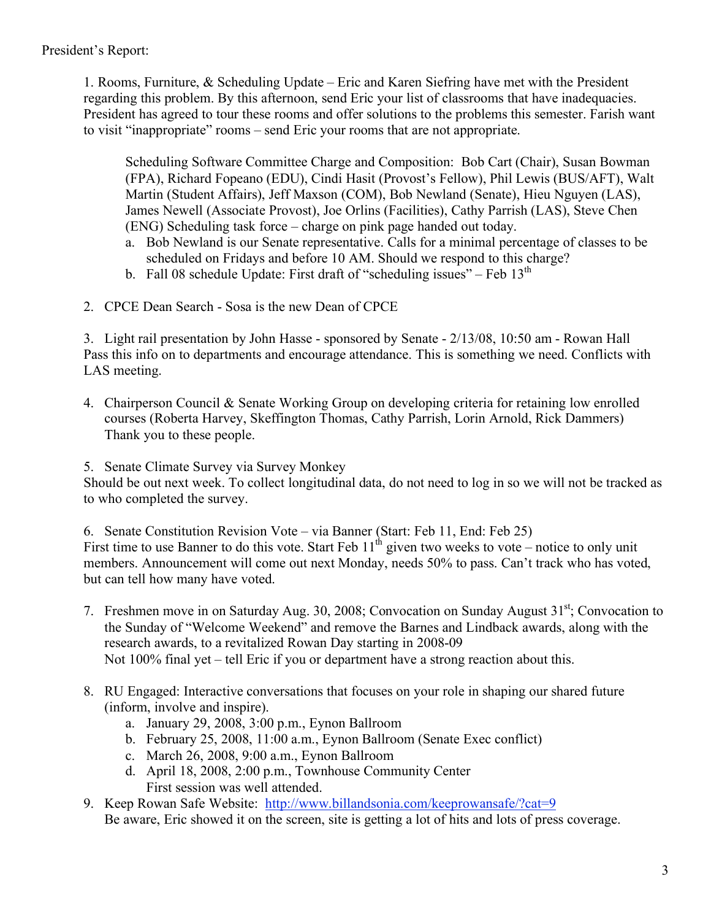President's Report:

1. Rooms, Furniture, & Scheduling Update – Eric and Karen Siefring have met with the President regarding this problem. By this afternoon, send Eric your list of classrooms that have inadequacies. President has agreed to tour these rooms and offer solutions to the problems this semester. Farish want to visit "inappropriate" rooms – send Eric your rooms that are not appropriate.

   Scheduling Software Committee Charge and Composition: Bob Cart (Chair), Susan Bowman (FPA), Richard Fopeano (EDU), Cindi Hasit (Provost's Fellow), Phil Lewis (BUS/AFT), Walt Martin (Student Affairs), Jeff Maxson (COM), Bob Newland (Senate), Hieu Nguyen (LAS), James Newell (Associate Provost), Joe Orlins (Facilities), Cathy Parrish (LAS), Steve Chen (ENG) Scheduling task force – charge on pink page handed out today.

   a. Bob Newland is our Senate representative. Calls for a minimal percentage of classes to be scheduled on Fridays and before 10 AM. Should we respond to this charge?
   b. Fall 08 schedule Update: First draft of "scheduling issues" – Feb 13th

2. CPCE Dean Search - Sosa is the new Dean of CPCE

3. Light rail presentation by John Hasse - sponsored by Senate - 2/13/08, 10:50 am - Rowan Hall
   Pass this info on to departments and encourage attendance. This is something we need. Conflicts with LAS meeting.

4. Chairperson Council & Senate Working Group on developing criteria for retaining low enrolled courses (Roberta Harvey, Skeffington Thomas, Cathy Parrish, Lorin Arnold, Rick Dammers)
   Thank you to these people.

5. Senate Climate Survey via Survey Monkey
   Should be out next week. To collect longitudinal data, do not need to log in so we will not be tracked as to who completed the survey.

6. Senate Constitution Revision Vote – via Banner (Start: Feb 11, End: Feb 25)
   First time to use Banner to do this vote. Start Feb 11th given two weeks to vote – notice to only unit members. Announcement will come out next Monday, needs 50% to pass. Can't track who has voted, but can tell how many have voted.

7. Freshmen move in on Saturday Aug. 30, 2008; Convocation on Sunday August 31st; Convocation to the Sunday of "Welcome Weekend" and remove the Barnes and Lindback awards, along with the research awards, to a revitalized Rowan Day starting in 2008-09
   Not 100% final yet – tell Eric if you or department have a strong reaction about this.

8. RU Engaged: Interactive conversations that focuses on your role in shaping our shared future (inform, involve and inspire).
   a. January 29, 2008, 3:00 p.m., Eynon Ballroom
   b. February 25, 2008, 11:00 a.m., Eynon Ballroom (Senate Exec conflict)
   c. March 26, 2008, 9:00 a.m., Eynon Ballroom
   d. April 18, 2008, 2:00 p.m., Townhouse Community Center
      First session was well attended.

9. Keep Rowan Safe Website: [http://www.billandsonia.com/keeprowansafe/?cat=9](http://www.billandsonia.com/keeprowansafe/?cat=9)
   Be aware, Eric showed it on the screen, site is getting a lot of hits and lots of press coverage.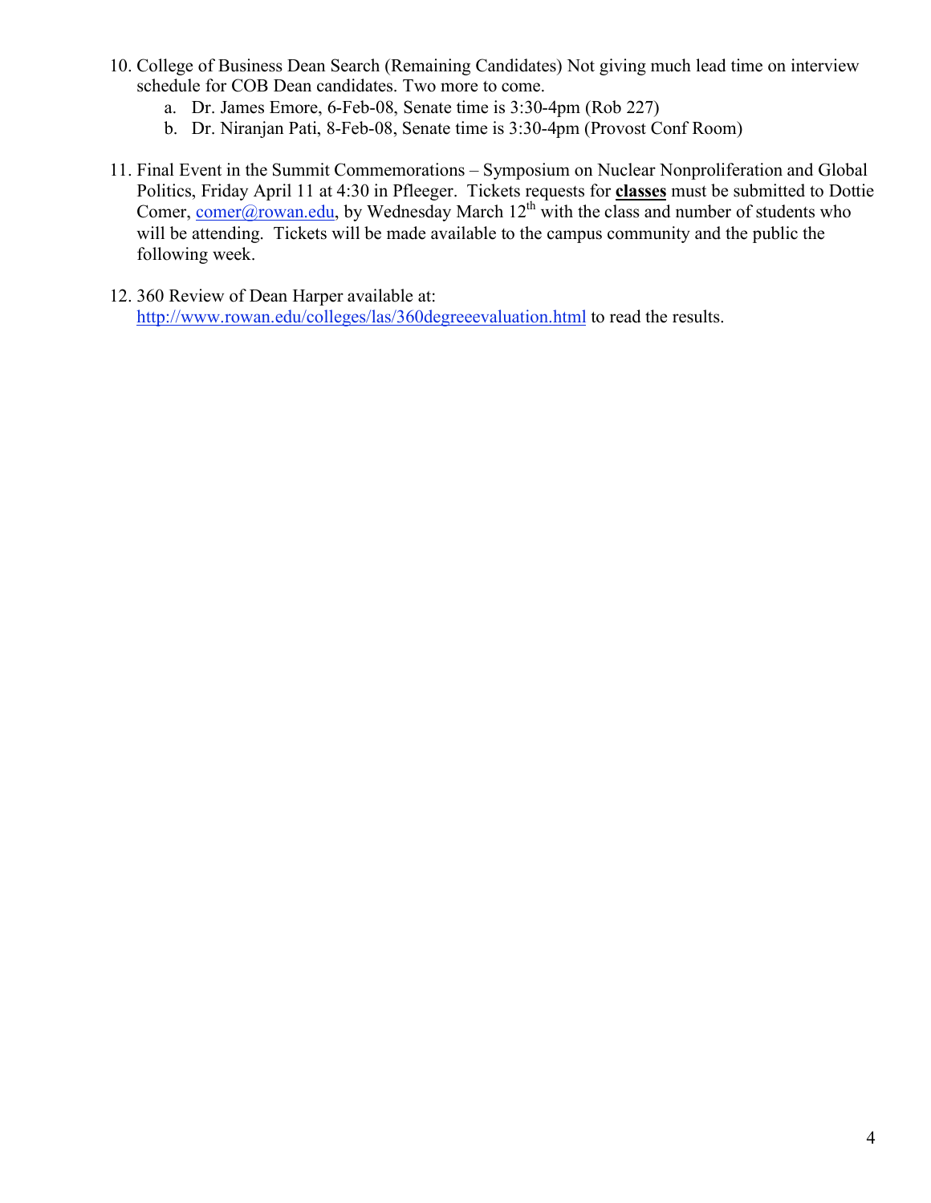10. College of Business Dean Search (Remaining Candidates) Not giving much lead time on interview schedule for COB Dean candidates. Two more to come.
    a. Dr. James Emore, 6-Feb-08, Senate time is 3:30-4pm (Rob 227)
    b. Dr. Niranjan Pati, 8-Feb-08, Senate time is 3:30-4pm (Provost Conf Room)

11. Final Event in the Summit Commemorations – Symposium on Nuclear Nonproliferation and Global Politics, Friday April 11 at 4:30 in Pfleeger. Tickets requests for **classes** must be submitted to Dottie Comer, [comer@rowan.edu](mailto:comer@rowan.edu), by Wednesday March 12th with the class and number of students who will be attending. Tickets will be made available to the campus community and the public the following week.

12. 360 Review of Dean Harper available at: [http://www.rowan.edu/colleges/las/360degreeevaluation.html](http://www.rowan.edu/colleges/las/360degreeevaluation.html) to read the results.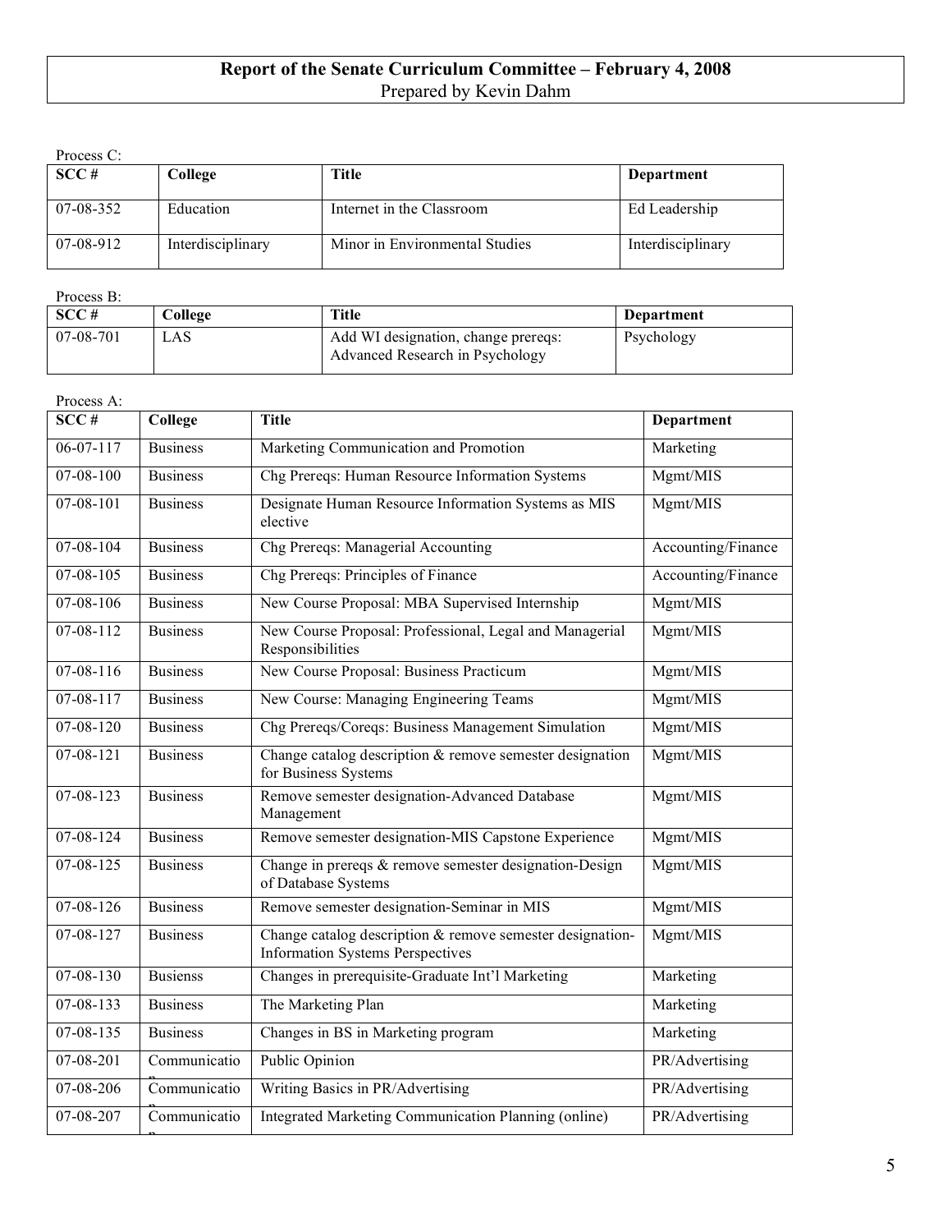# Report of the Senate Curriculum Committee – February 4, 2008

Prepared by Kevin Dahm

Process C:

| SCC # | College | Title | Department |
|---|---|---|---|
| 07-08-352 | Education | Internet in the Classroom | Ed Leadership |
| 07-08-912 | Interdisciplinary | Minor in Environmental Studies | Interdisciplinary |

Process B:

| SCC # | College | Title | Department |
|---|---|---|---|
| 07-08-701 | LAS | Add WI designation, change prereqs: Advanced Research in Psychology | Psychology |

Process A:

| SCC # | College | Title | Department |
|---|---|---|---|
| 06-07-117 | Business | Marketing Communication and Promotion | Marketing |
| 07-08-100 | Business | Chg Prereqs: Human Resource Information Systems | Mgmt/MIS |
| 07-08-101 | Business | Designate Human Resource Information Systems as MIS elective | Mgmt/MIS |
| 07-08-104 | Business | Chg Prereqs: Managerial Accounting | Accounting/Finance |
| 07-08-105 | Business | Chg Prereqs: Principles of Finance | Accounting/Finance |
| 07-08-106 | Business | New Course Proposal: MBA Supervised Internship | Mgmt/MIS |
| 07-08-112 | Business | New Course Proposal: Professional, Legal and Managerial Responsibilities | Mgmt/MIS |
| 07-08-116 | Business | New Course Proposal: Business Practicum | Mgmt/MIS |
| 07-08-117 | Business | New Course: Managing Engineering Teams | Mgmt/MIS |
| 07-08-120 | Business | Chg Prereqs/Coreqs: Business Management Simulation | Mgmt/MIS |
| 07-08-121 | Business | Change catalog description & remove semester designation for Business Systems | Mgmt/MIS |
| 07-08-123 | Business | Remove semester designation-Advanced Database Management | Mgmt/MIS |
| 07-08-124 | Business | Remove semester designation-MIS Capstone Experience | Mgmt/MIS |
| 07-08-125 | Business | Change in prereqs & remove semester designation-Design of Database Systems | Mgmt/MIS |
| 07-08-126 | Business | Remove semester designation-Seminar in MIS | Mgmt/MIS |
| 07-08-127 | Business | Change catalog description & remove semester designation-Information Systems Perspectives | Mgmt/MIS |
| 07-08-130 | Busienss | Changes in prerequisite-Graduate Int'l Marketing | Marketing |
| 07-08-133 | Business | The Marketing Plan | Marketing |
| 07-08-135 | Business | Changes in BS in Marketing program | Marketing |
| 07-08-201 | Communication | Public Opinion | PR/Advertising |
| 07-08-206 | Communication | Writing Basics in PR/Advertising | PR/Advertising |
| 07-08-207 | Communication | Integrated Marketing Communication Planning (online) | PR/Advertising |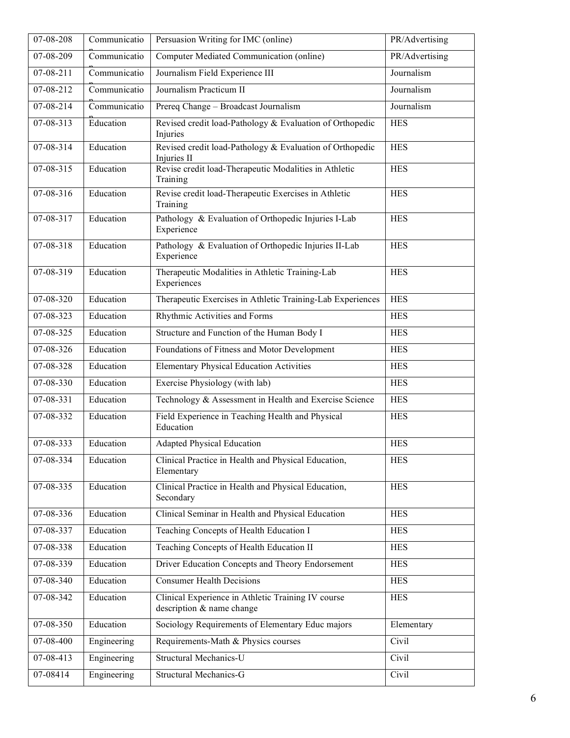| | | | |
|---|---|---|---|
| 07-08-208 | Communication | Persuasion Writing for IMC (online) | PR/Advertising |
| 07-08-209 | Communication | Computer Mediated Communication (online) | PR/Advertising |
| 07-08-211 | Communication | Journalism Field Experience III | Journalism |
| 07-08-212 | Communication | Journalism Practicum II | Journalism |
| 07-08-214 | Communication | Prereq Change – Broadcast Journalism | Journalism |
| 07-08-313 | Education | Revised credit load-Pathology & Evaluation of Orthopedic Injuries | HES |
| 07-08-314 | Education | Revised credit load-Pathology & Evaluation of Orthopedic Injuries II | HES |
| 07-08-315 | Education | Revise credit load-Therapeutic Modalities in Athletic Training | HES |
| 07-08-316 | Education | Revise credit load-Therapeutic Exercises in Athletic Training | HES |
| 07-08-317 | Education | Pathology & Evaluation of Orthopedic Injuries I-Lab Experience | HES |
| 07-08-318 | Education | Pathology & Evaluation of Orthopedic Injuries II-Lab Experience | HES |
| 07-08-319 | Education | Therapeutic Modalities in Athletic Training-Lab Experiences | HES |
| 07-08-320 | Education | Therapeutic Exercises in Athletic Training-Lab Experiences | HES |
| 07-08-323 | Education | Rhythmic Activities and Forms | HES |
| 07-08-325 | Education | Structure and Function of the Human Body I | HES |
| 07-08-326 | Education | Foundations of Fitness and Motor Development | HES |
| 07-08-328 | Education | Elementary Physical Education Activities | HES |
| 07-08-330 | Education | Exercise Physiology (with lab) | HES |
| 07-08-331 | Education | Technology & Assessment in Health and Exercise Science | HES |
| 07-08-332 | Education | Field Experience in Teaching Health and Physical Education | HES |
| 07-08-333 | Education | Adapted Physical Education | HES |
| 07-08-334 | Education | Clinical Practice in Health and Physical Education, Elementary | HES |
| 07-08-335 | Education | Clinical Practice in Health and Physical Education, Secondary | HES |
| 07-08-336 | Education | Clinical Seminar in Health and Physical Education | HES |
| 07-08-337 | Education | Teaching Concepts of Health Education I | HES |
| 07-08-338 | Education | Teaching Concepts of Health Education II | HES |
| 07-08-339 | Education | Driver Education Concepts and Theory Endorsement | HES |
| 07-08-340 | Education | Consumer Health Decisions | HES |
| 07-08-342 | Education | Clinical Experience in Athletic Training IV course description & name change | HES |
| 07-08-350 | Education | Sociology Requirements of Elementary Educ majors | Elementary |
| 07-08-400 | Engineering | Requirements-Math & Physics courses | Civil |
| 07-08-413 | Engineering | Structural Mechanics-U | Civil |
| 07-08414 | Engineering | Structural Mechanics-G | Civil |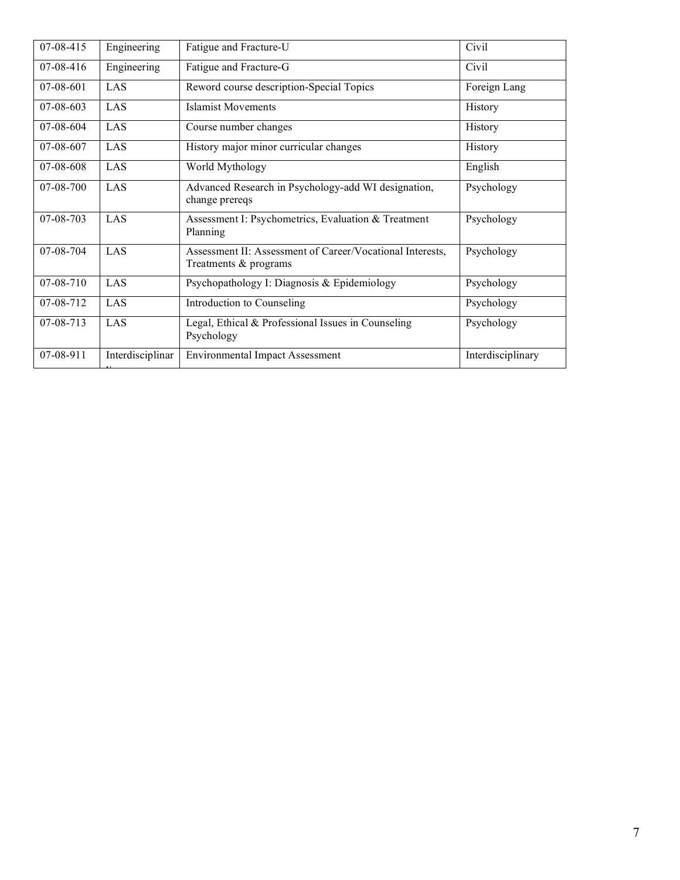| 07-08-415 | Engineering | Fatigue and Fracture-U | Civil |
|---|---|---|---|
| 07-08-416 | Engineering | Fatigue and Fracture-G | Civil |
| 07-08-601 | LAS | Reword course description-Special Topics | Foreign Lang |
| 07-08-603 | LAS | Islamist Movements | History |
| 07-08-604 | LAS | Course number changes | History |
| 07-08-607 | LAS | History major minor curricular changes | History |
| 07-08-608 | LAS | World Mythology | English |
| 07-08-700 | LAS | Advanced Research in Psychology-add WI designation, change prereqs | Psychology |
| 07-08-703 | LAS | Assessment I: Psychometrics, Evaluation & Treatment Planning | Psychology |
| 07-08-704 | LAS | Assessment II: Assessment of Career/Vocational Interests, Treatments & programs | Psychology |
| 07-08-710 | LAS | Psychopathology I: Diagnosis & Epidemiology | Psychology |
| 07-08-712 | LAS | Introduction to Counseling | Psychology |
| 07-08-713 | LAS | Legal, Ethical & Professional Issues in Counseling Psychology | Psychology |
| 07-08-911 | Interdisciplinary | Environmental Impact Assessment | Interdisciplinary |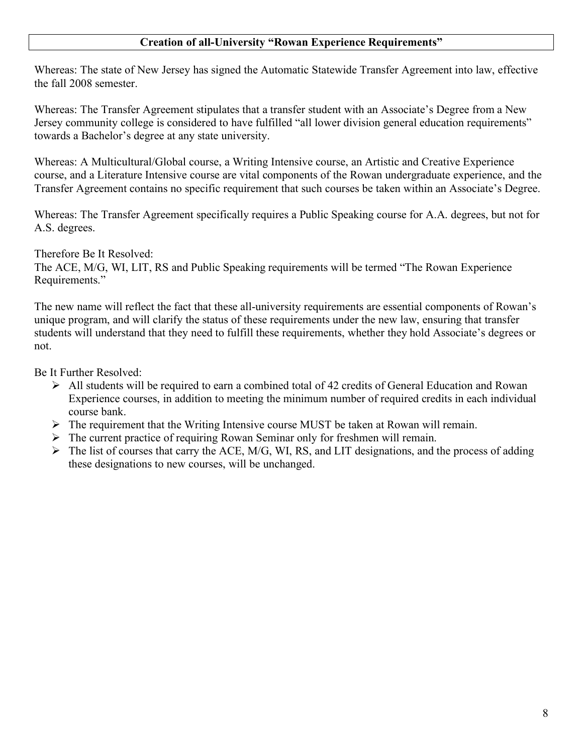## Creation of all-University "Rowan Experience Requirements"

Whereas: The state of New Jersey has signed the Automatic Statewide Transfer Agreement into law, effective the fall 2008 semester.

Whereas: The Transfer Agreement stipulates that a transfer student with an Associate's Degree from a New Jersey community college is considered to have fulfilled "all lower division general education requirements" towards a Bachelor's degree at any state university.

Whereas: A Multicultural/Global course, a Writing Intensive course, an Artistic and Creative Experience course, and a Literature Intensive course are vital components of the Rowan undergraduate experience, and the Transfer Agreement contains no specific requirement that such courses be taken within an Associate's Degree.

Whereas: The Transfer Agreement specifically requires a Public Speaking course for A.A. degrees, but not for A.S. degrees.

Therefore Be It Resolved:
The ACE, M/G, WI, LIT, RS and Public Speaking requirements will be termed "The Rowan Experience Requirements."

The new name will reflect the fact that these all-university requirements are essential components of Rowan's unique program, and will clarify the status of these requirements under the new law, ensuring that transfer students will understand that they need to fulfill these requirements, whether they hold Associate's degrees or not.

Be It Further Resolved:

- All students will be required to earn a combined total of 42 credits of General Education and Rowan Experience courses, in addition to meeting the minimum number of required credits in each individual course bank.
- The requirement that the Writing Intensive course MUST be taken at Rowan will remain.
- The current practice of requiring Rowan Seminar only for freshmen will remain.
- The list of courses that carry the ACE, M/G, WI, RS, and LIT designations, and the process of adding these designations to new courses, will be unchanged.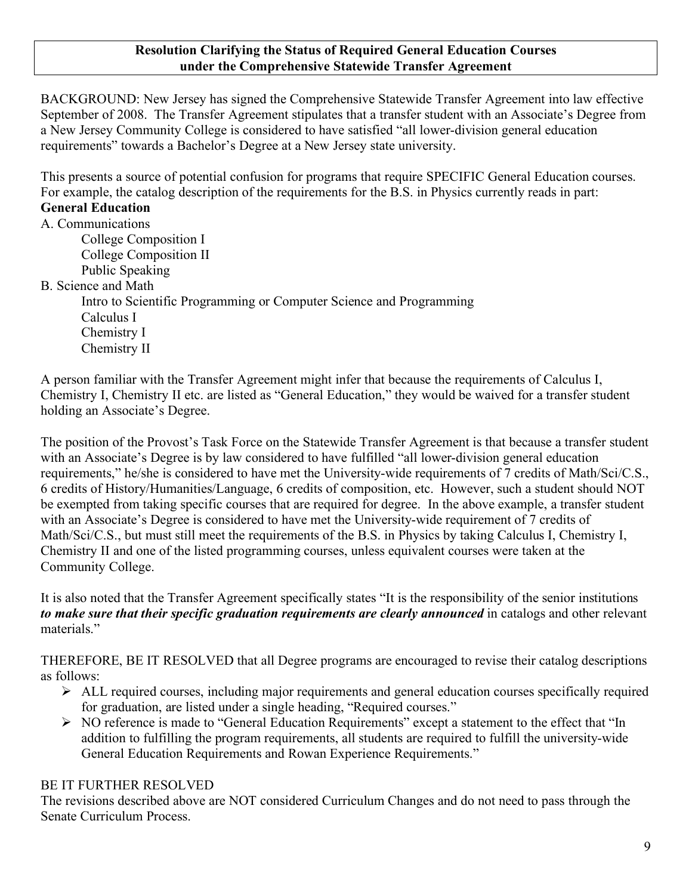## Resolution Clarifying the Status of Required General Education Courses under the Comprehensive Statewide Transfer Agreement

BACKGROUND: New Jersey has signed the Comprehensive Statewide Transfer Agreement into law effective September of 2008. The Transfer Agreement stipulates that a transfer student with an Associate's Degree from a New Jersey Community College is considered to have satisfied "all lower-division general education requirements" towards a Bachelor's Degree at a New Jersey state university.

This presents a source of potential confusion for programs that require SPECIFIC General Education courses. For example, the catalog description of the requirements for the B.S. in Physics currently reads in part:

**General Education**

A. Communications
- College Composition I
- College Composition II
- Public Speaking

B. Science and Math
- Intro to Scientific Programming or Computer Science and Programming
- Calculus I
- Chemistry I
- Chemistry II

A person familiar with the Transfer Agreement might infer that because the requirements of Calculus I, Chemistry I, Chemistry II etc. are listed as "General Education," they would be waived for a transfer student holding an Associate's Degree.

The position of the Provost's Task Force on the Statewide Transfer Agreement is that because a transfer student with an Associate's Degree is by law considered to have fulfilled "all lower-division general education requirements," he/she is considered to have met the University-wide requirements of 7 credits of Math/Sci/C.S., 6 credits of History/Humanities/Language, 6 credits of composition, etc. However, such a student should NOT be exempted from taking specific courses that are required for degree. In the above example, a transfer student with an Associate's Degree is considered to have met the University-wide requirement of 7 credits of Math/Sci/C.S., but must still meet the requirements of the B.S. in Physics by taking Calculus I, Chemistry I, Chemistry II and one of the listed programming courses, unless equivalent courses were taken at the Community College.

It is also noted that the Transfer Agreement specifically states "It is the responsibility of the senior institutions ***to make sure that their specific graduation requirements are clearly announced*** in catalogs and other relevant materials."

THEREFORE, BE IT RESOLVED that all Degree programs are encouraged to revise their catalog descriptions as follows:

- ALL required courses, including major requirements and general education courses specifically required for graduation, are listed under a single heading, "Required courses."
- NO reference is made to "General Education Requirements" except a statement to the effect that "In addition to fulfilling the program requirements, all students are required to fulfill the university-wide General Education Requirements and Rowan Experience Requirements."

BE IT FURTHER RESOLVED

The revisions described above are NOT considered Curriculum Changes and do not need to pass through the Senate Curriculum Process.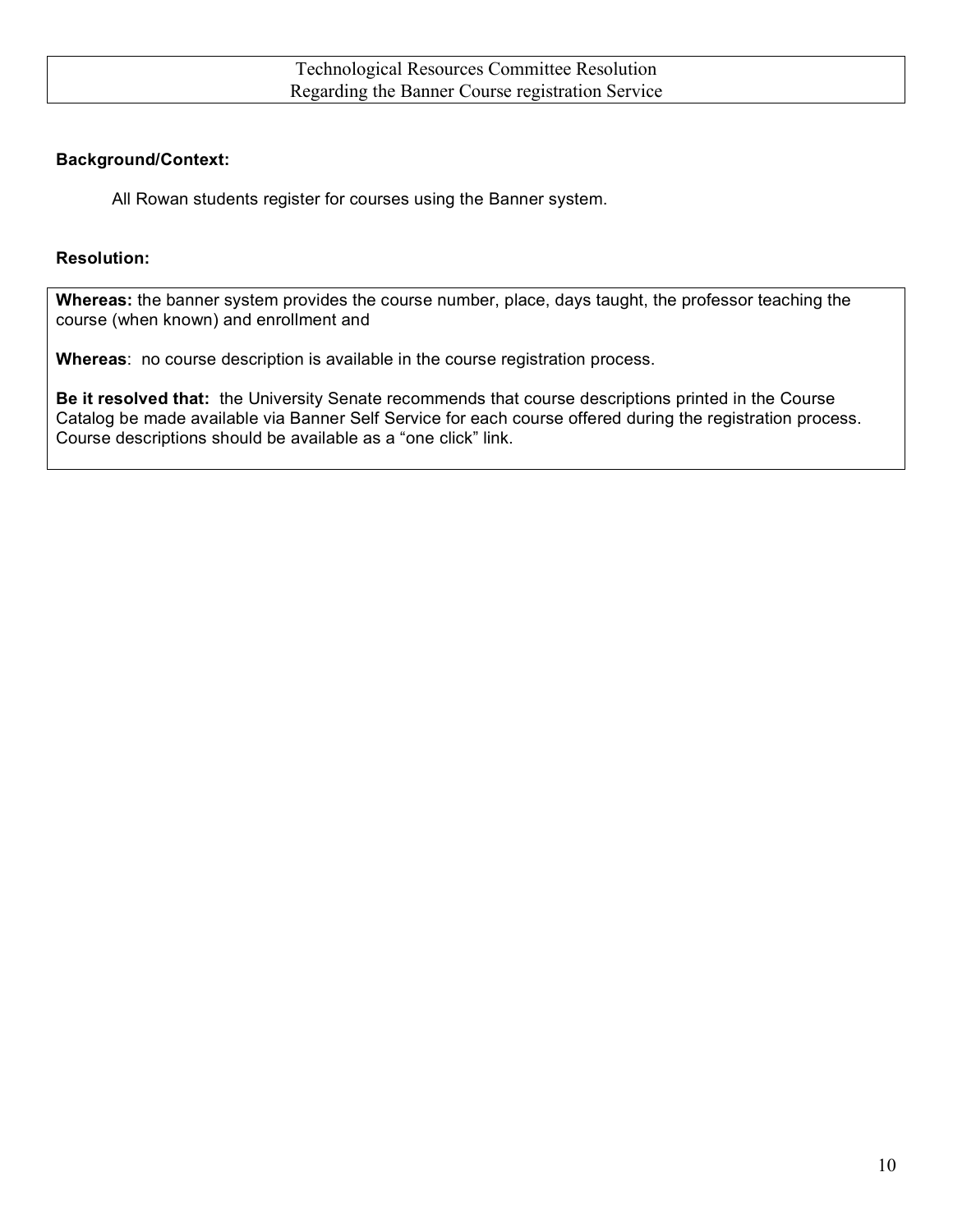# Technological Resources Committee Resolution
# Regarding the Banner Course registration Service

**Background/Context:**

All Rowan students register for courses using the Banner system.

**Resolution:**

**Whereas:** the banner system provides the course number, place, days taught, the professor teaching the course (when known) and enrollment and

**Whereas**: no course description is available in the course registration process.

**Be it resolved that:** the University Senate recommends that course descriptions printed in the Course Catalog be made available via Banner Self Service for each course offered during the registration process. Course descriptions should be available as a "one click" link.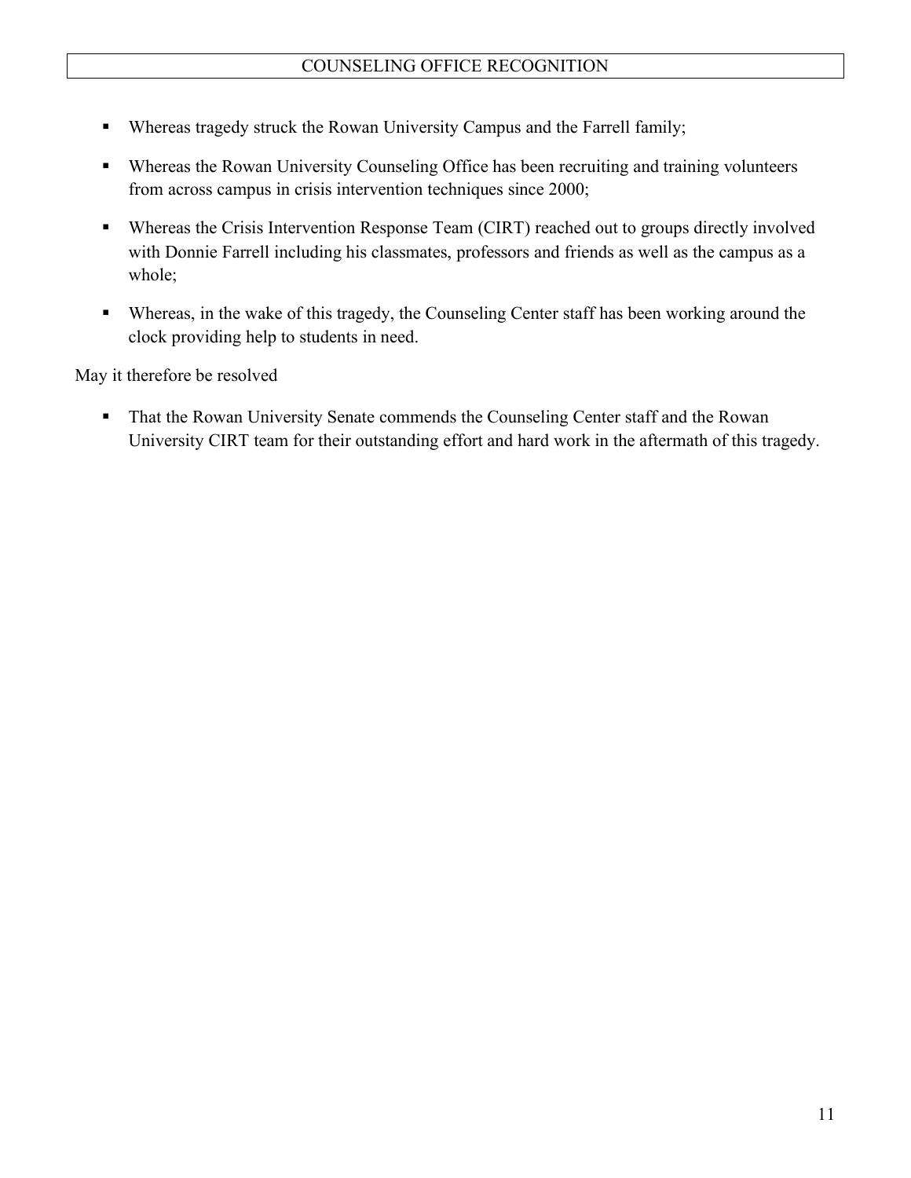## COUNSELING OFFICE RECOGNITION

- Whereas tragedy struck the Rowan University Campus and the Farrell family;
- Whereas the Rowan University Counseling Office has been recruiting and training volunteers from across campus in crisis intervention techniques since 2000;
- Whereas the Crisis Intervention Response Team (CIRT) reached out to groups directly involved with Donnie Farrell including his classmates, professors and friends as well as the campus as a whole;
- Whereas, in the wake of this tragedy, the Counseling Center staff has been working around the clock providing help to students in need.

May it therefore be resolved

- That the Rowan University Senate commends the Counseling Center staff and the Rowan University CIRT team for their outstanding effort and hard work in the aftermath of this tragedy.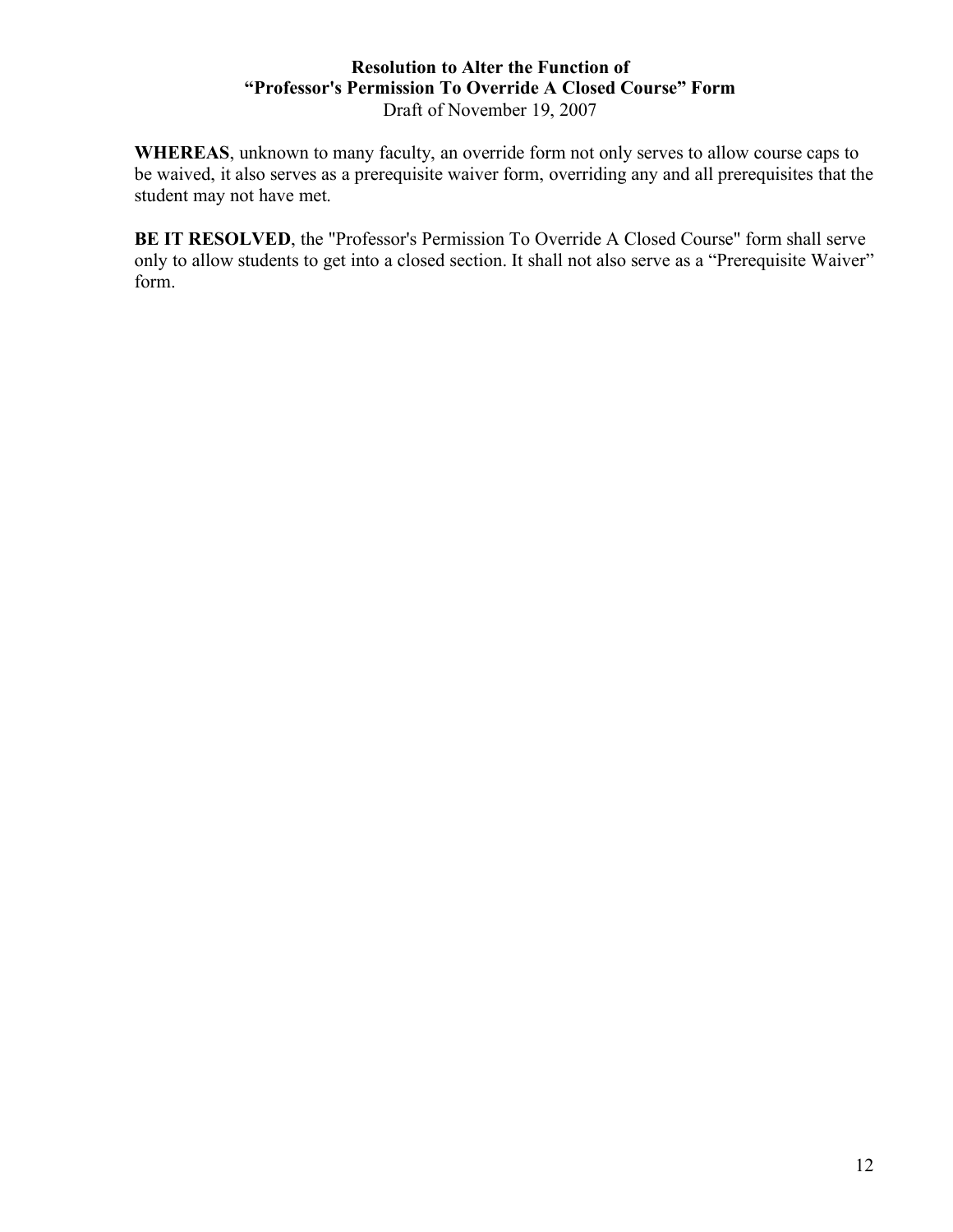# Resolution to Alter the Function of "Professor's Permission To Override A Closed Course" Form

Draft of November 19, 2007

**WHEREAS**, unknown to many faculty, an override form not only serves to allow course caps to be waived, it also serves as a prerequisite waiver form, overriding any and all prerequisites that the student may not have met.

**BE IT RESOLVED**, the "Professor's Permission To Override A Closed Course" form shall serve only to allow students to get into a closed section. It shall not also serve as a "Prerequisite Waiver" form.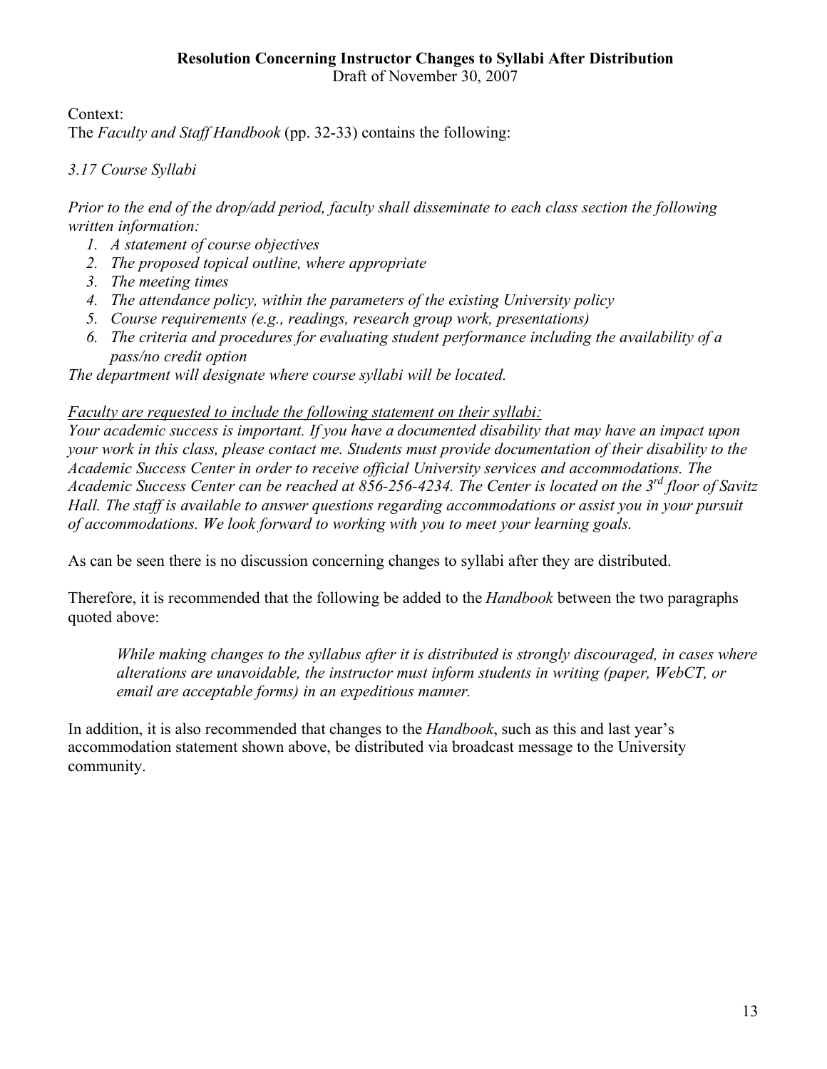**Resolution Concerning Instructor Changes to Syllabi After Distribution**

Draft of November 30, 2007

Context:

The *Faculty and Staff Handbook* (pp. 32-33) contains the following:

*3.17 Course Syllabi*

*Prior to the end of the drop/add period, faculty shall disseminate to each class section the following written information:*

1. *A statement of course objectives*
2. *The proposed topical outline, where appropriate*
3. *The meeting times*
4. *The attendance policy, within the parameters of the existing University policy*
5. *Course requirements (e.g., readings, research group work, presentations)*
6. *The criteria and procedures for evaluating student performance including the availability of a pass/no credit option*

*The department will designate where course syllabi will be located.*

<u>*Faculty are requested to include the following statement on their syllabi:*</u>

*Your academic success is important. If you have a documented disability that may have an impact upon your work in this class, please contact me. Students must provide documentation of their disability to the Academic Success Center in order to receive official University services and accommodations. The Academic Success Center can be reached at 856-256-4234. The Center is located on the 3rd floor of Savitz Hall. The staff is available to answer questions regarding accommodations or assist you in your pursuit of accommodations. We look forward to working with you to meet your learning goals.*

As can be seen there is no discussion concerning changes to syllabi after they are distributed.

Therefore, it is recommended that the following be added to the *Handbook* between the two paragraphs quoted above:

> *While making changes to the syllabus after it is distributed is strongly discouraged, in cases where alterations are unavoidable, the instructor must inform students in writing (paper, WebCT, or email are acceptable forms) in an expeditious manner.*

In addition, it is also recommended that changes to the *Handbook*, such as this and last year's accommodation statement shown above, be distributed via broadcast message to the University community.